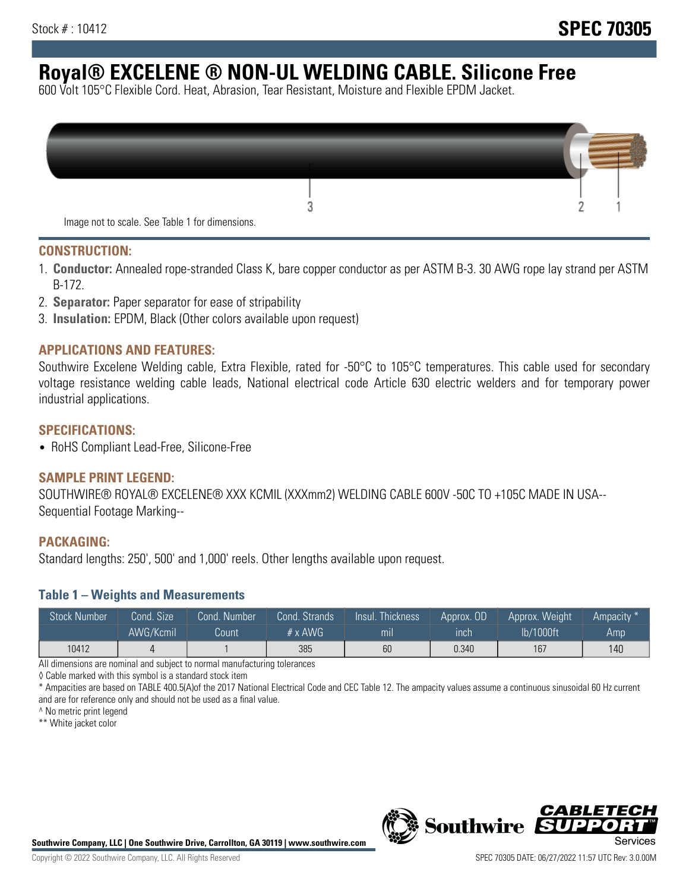Stock # : 10412

# SPEC 70305

# Royal® EXCELENE ® NON-UL WELDING CABLE. Silicone Free

600 Volt 105°C Flexible Cord. Heat, Abrasion, Tear Resistant, Moisture and Flexible EPDM Jacket.

Image not to scale. See Table 1 for dimensions.

## CONSTRUCTION:

1. **Conductor:** Annealed rope-stranded Class K, bare copper conductor as per ASTM B-3. 30 AWG rope lay strand per ASTM B-172.
2. **Separator:** Paper separator for ease of stripability
3. **Insulation:** EPDM, Black (Other colors available upon request)

## APPLICATIONS AND FEATURES:

Southwire Excelene Welding cable, Extra Flexible, rated for -50°C to 105°C temperatures. This cable used for secondary voltage resistance welding cable leads, National electrical code Article 630 electric welders and for temporary power industrial applications.

## SPECIFICATIONS:

- RoHS Compliant Lead-Free, Silicone-Free

## SAMPLE PRINT LEGEND:

SOUTHWIRE® ROYAL® EXCELENE® XXX KCMIL (XXXmm2) WELDING CABLE 600V -50C TO +105C MADE IN USA-- Sequential Footage Marking--

## PACKAGING:

Standard lengths: 250', 500' and 1,000' reels. Other lengths available upon request.

### Table 1 – Weights and Measurements

| Stock Number | Cond. Size | Cond. Number | Cond. Strands | Insul. Thickness | Approx. OD | Approx. Weight | Ampacity * |
|---|---|---|---|---|---|---|---|
| | AWG/Kcmil | Count | # x AWG | mil | inch | lb/1000ft | Amp |
| 10412 | 4 | 1 | 385 | 60 | 0.340 | 167 | 140 |

All dimensions are nominal and subject to normal manufacturing tolerances

◊ Cable marked with this symbol is a standard stock item

* Ampacities are based on TABLE 400.5(A)of the 2017 National Electrical Code and CEC Table 12. The ampacity values assume a continuous sinusoidal 60 Hz current and are for reference only and should not be used as a final value.

^ No metric print legend

** White jacket color

**Southwire Company, LLC | One Southwire Drive, Carrollton, GA 30119 | www.southwire.com**

Copyright © 2022 Southwire Company, LLC. All Rights Reserved

SPEC 70305 DATE: 06/27/2022 11:57 UTC Rev: 3.0.00M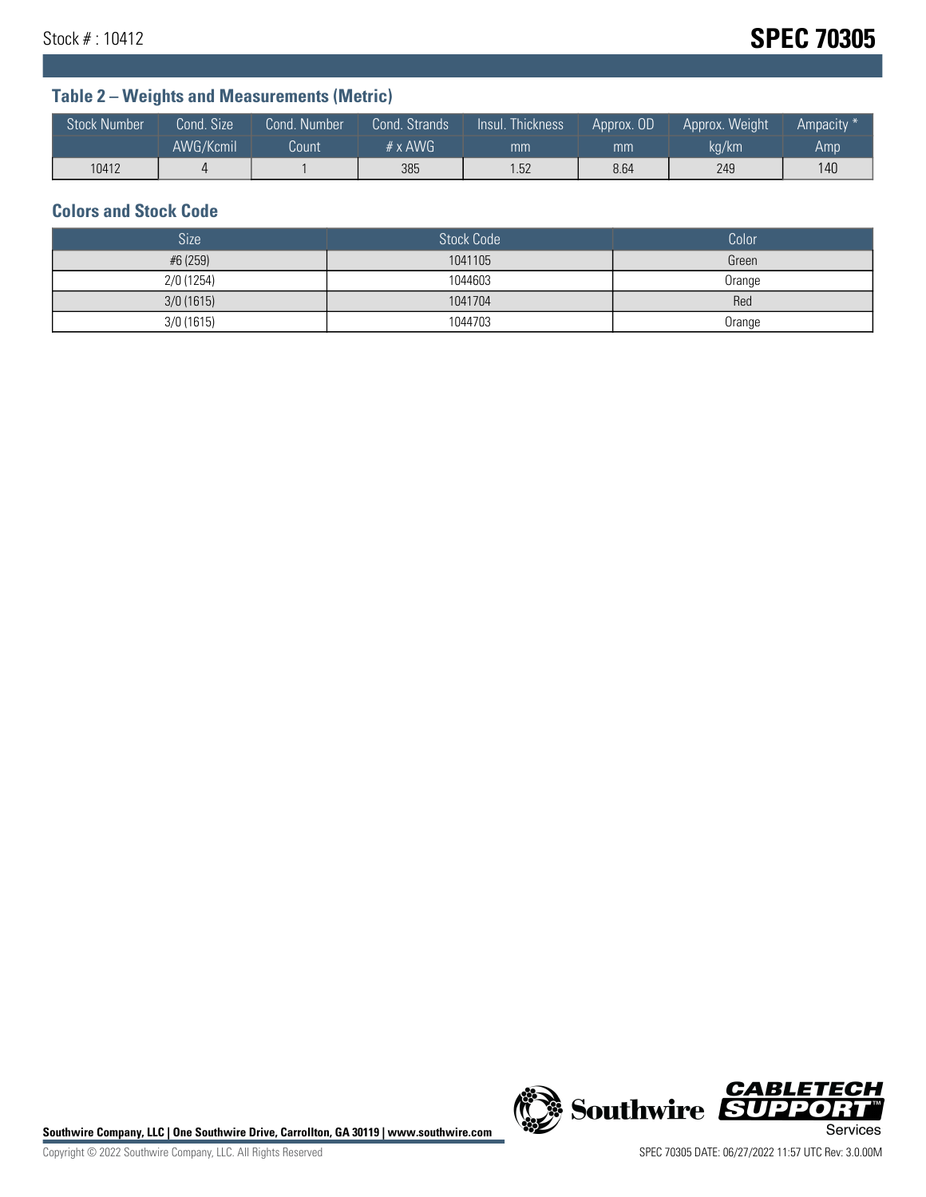## Table 2 – Weights and Measurements (Metric)

| Stock Number | Cond. Size | Cond. Number | Cond. Strands | Insul. Thickness | Approx. OD | Approx. Weight | Ampacity * |
|---|---|---|---|---|---|---|---|
| | AWG/Kcmil | Count | # x AWG | mm | mm | kg/km | Amp |
| 10412 | 4 | 1 | 385 | 1.52 | 8.64 | 249 | 140 |

## Colors and Stock Code

| Size | Stock Code | Color |
|---|---|---|
| #6 (259) | 1041105 | Green |
| 2/0 (1254) | 1044603 | Orange |
| 3/0 (1615) | 1041704 | Red |
| 3/0 (1615) | 1044703 | Orange |

**Southwire Company, LLC | One Southwire Drive, Carrollton, GA 30119 | www.southwire.com**

Copyright © 2022 Southwire Company, LLC. All Rights Reserved

SPEC 70305 DATE: 06/27/2022 11:57 UTC Rev: 3.0.00M